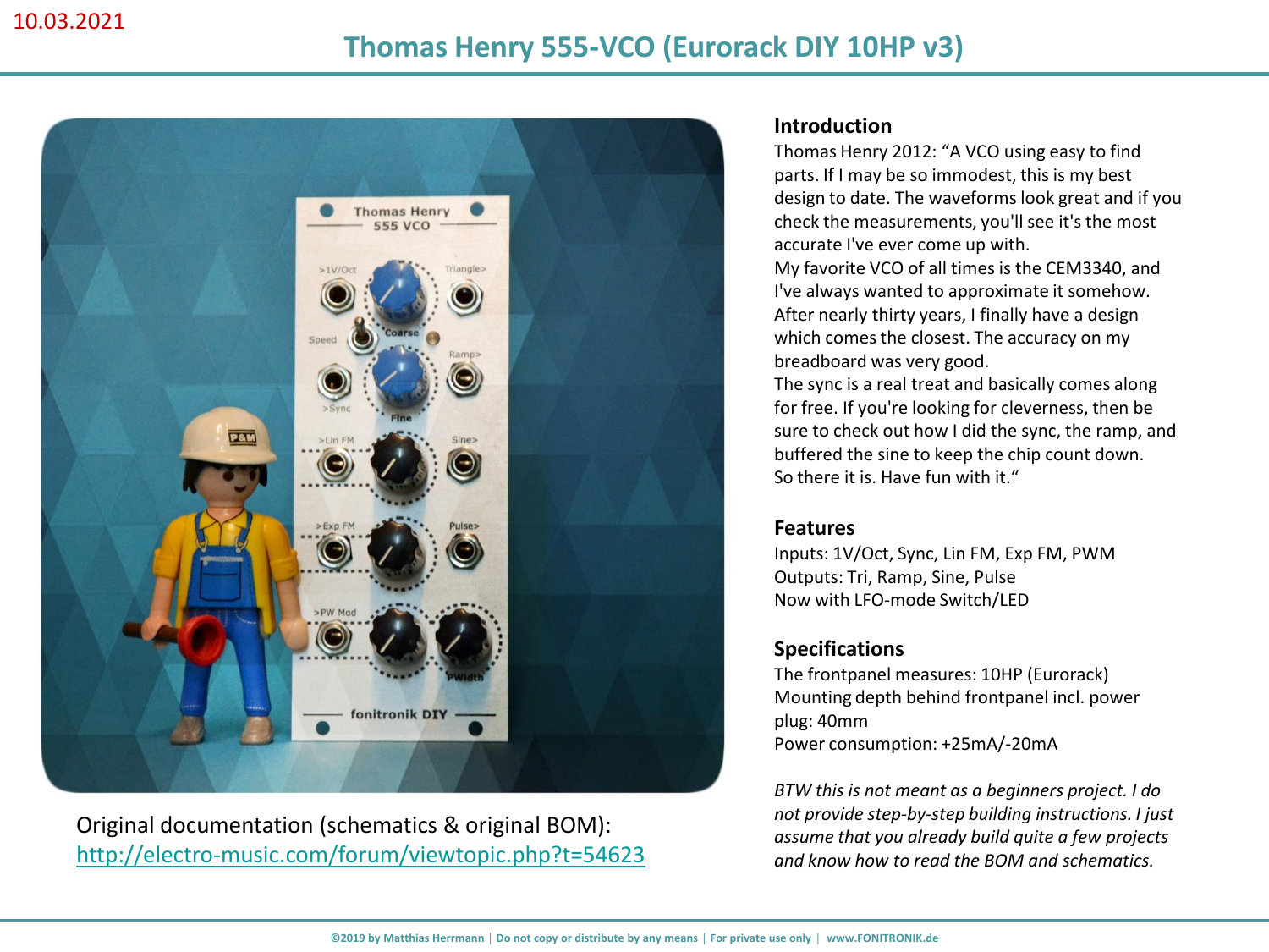10.03.2021

# Thomas Henry 555-VCO (Eurorack DIY 10HP v3)

Original documentation (schematics & original BOM):
http://electro-music.com/forum/viewtopic.php?t=54623

## Introduction

Thomas Henry 2012: "A VCO using easy to find parts. If I may be so immodest, this is my best design to date. The waveforms look great and if you check the measurements, you'll see it's the most accurate I've ever come up with.
My favorite VCO of all times is the CEM3340, and I've always wanted to approximate it somehow. After nearly thirty years, I finally have a design which comes the closest. The accuracy on my breadboard was very good.
The sync is a real treat and basically comes along for free. If you're looking for cleverness, then be sure to check out how I did the sync, the ramp, and buffered the sine to keep the chip count down.
So there it is. Have fun with it."

## Features

Inputs: 1V/Oct, Sync, Lin FM, Exp FM, PWM
Outputs: Tri, Ramp, Sine, Pulse
Now with LFO-mode Switch/LED

## Specifications

The frontpanel measures: 10HP (Eurorack)
Mounting depth behind frontpanel incl. power plug: 40mm
Power consumption: +25mA/-20mA

*BTW this is not meant as a beginners project. I do not provide step-by-step building instructions. I just assume that you already build quite a few projects and know how to read the BOM and schematics.*

©2019 by Matthias Herrmann | Do not copy or distribute by any means | For private use only | www.FONITRONIK.de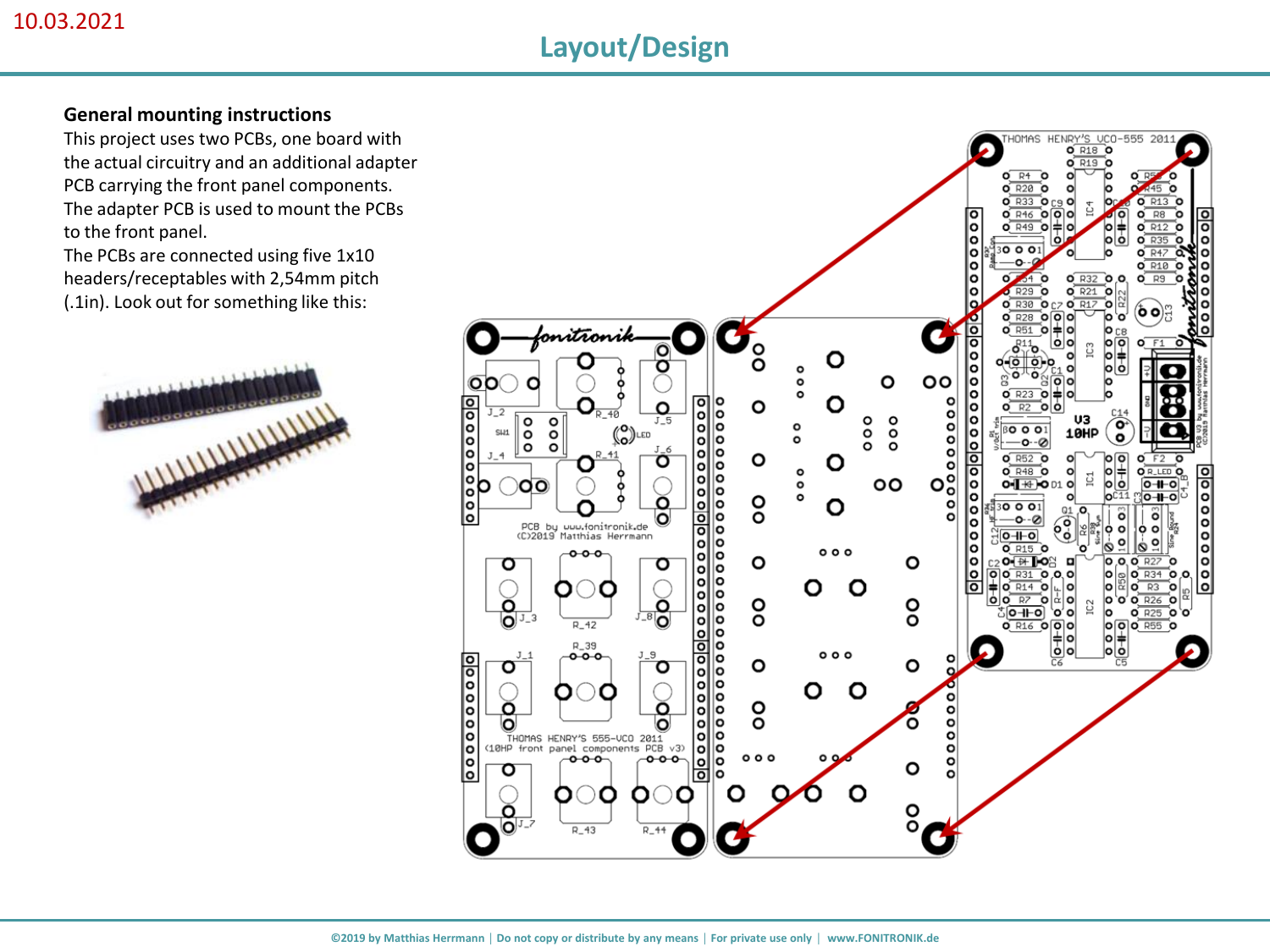10.03.2021

# Layout/Design

**General mounting instructions**

This project uses two PCBs, one board with the actual circuitry and an additional adapter PCB carrying the front panel components. The adapter PCB is used to mount the PCBs to the front panel.

The PCBs are connected using five 1x10 headers/receptables with 2,54mm pitch (.1in). Look out for something like this: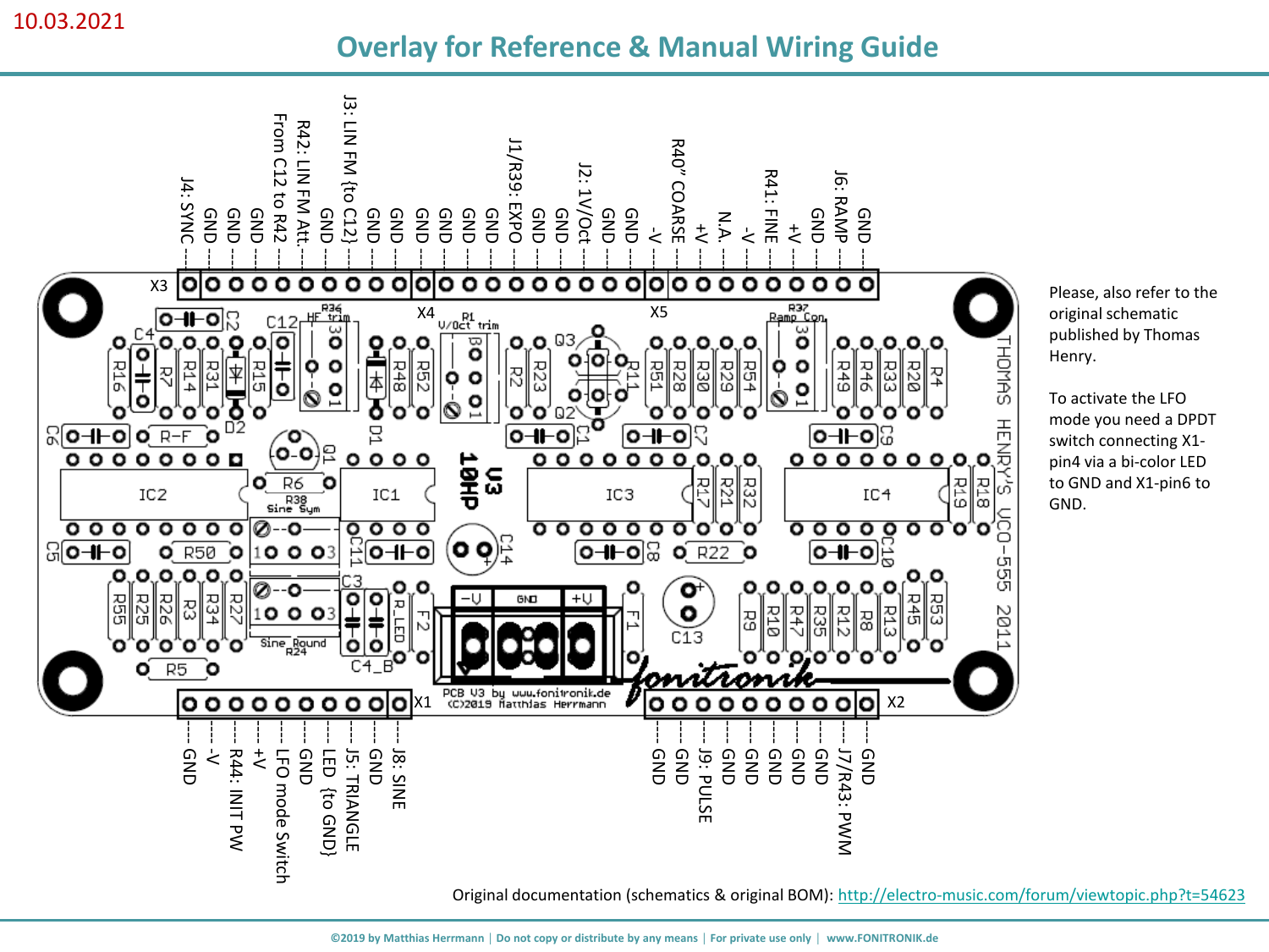10.03.2021

# Overlay for Reference & Manual Wiring Guide

**X3:** J4: SYNC, GND, GND, GND, From C12 to R42, R42: LIN FM Att., GND, J3: LIN FM (to C12), GND, GND

**X4:** GND, GND, GND, GND, J1/R39: EXPO, GND, GND, J2: 1V/Oct, GND, GND

**X5:** -V, R40" COARSE, +V, N.A., -V, R41: FINE, +V, GND, J6: RAMP, GND

**X1:** GND, -V, R44: INIT PW, +V, LFO mode Switch, GND, LED (to GND), J5: TRIANGLE, GND, J8: SINE

**X2:** GND, GND, J9: PULSE, GND, GND, GND, GND, GND, J7/R43: PWM, GND

Please, also refer to the original schematic published by Thomas Henry.

To activate the LFO mode you need a DPDT switch connecting X1-pin4 via a bi-color LED to GND and X1-pin6 to GND.

Original documentation (schematics & original BOM): http://electro-music.com/forum/viewtopic.php?t=54623

©2019 by Matthias Herrmann | Do not copy or distribute by any means | For private use only | www.FONITRONIK.de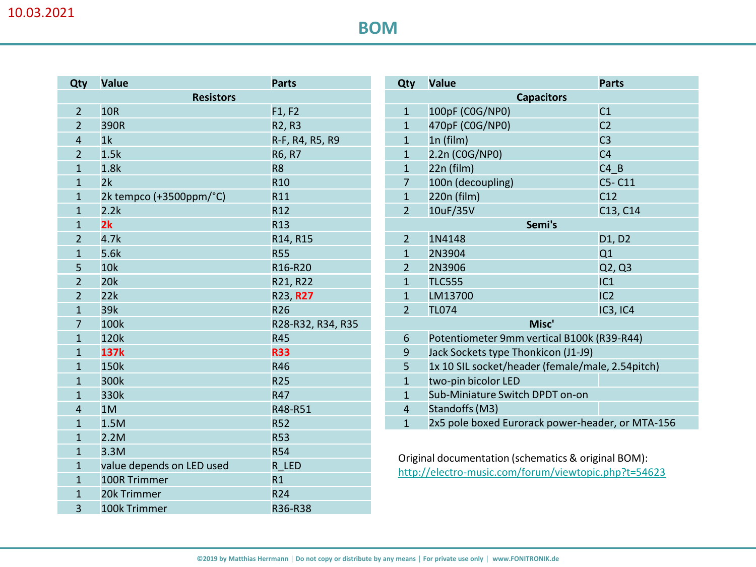10.03.2021

# BOM

| Qty | Value | Parts |
|---|---|---|
| **Resistors** | | |
| 2 | 10R | F1, F2 |
| 2 | 390R | R2, R3 |
| 4 | 1k | R-F, R4, R5, R9 |
| 2 | 1.5k | R6, R7 |
| 1 | 1.8k | R8 |
| 1 | 2k | R10 |
| 1 | 2k tempco (+3500ppm/°C) | R11 |
| 1 | 2.2k | R12 |
| 1 | **2k** | R13 |
| 2 | 4.7k | R14, R15 |
| 1 | 5.6k | R55 |
| 5 | 10k | R16-R20 |
| 2 | 20k | R21, R22 |
| 2 | 22k | R23, **R27** |
| 1 | 39k | R26 |
| 7 | 100k | R28-R32, R34, R35 |
| 1 | 120k | R45 |
| 1 | **137k** | **R33** |
| 1 | 150k | R46 |
| 1 | 300k | R25 |
| 1 | 330k | R47 |
| 4 | 1M | R48-R51 |
| 1 | 1.5M | R52 |
| 1 | 2.2M | R53 |
| 1 | 3.3M | R54 |
| 1 | value depends on LED used | R_LED |
| 1 | 100R Trimmer | R1 |
| 1 | 20k Trimmer | R24 |
| 3 | 100k Trimmer | R36-R38 |

| Qty | Value | Parts |
|---|---|---|
| **Capacitors** | | |
| 1 | 100pF (C0G/NP0) | C1 |
| 1 | 470pF (C0G/NP0) | C2 |
| 1 | 1n (film) | C3 |
| 1 | 2.2n (C0G/NP0) | C4 |
| 1 | 22n (film) | C4_B |
| 7 | 100n (decoupling) | C5- C11 |
| 1 | 220n (film) | C12 |
| 2 | 10uF/35V | C13, C14 |
| **Semi's** | | |
| 2 | 1N4148 | D1, D2 |
| 1 | 2N3904 | Q1 |
| 2 | 2N3906 | Q2, Q3 |
| 1 | TLC555 | IC1 |
| 1 | LM13700 | IC2 |
| 2 | TL074 | IC3, IC4 |
| **Misc'** | | |
| 6 | Potentiometer 9mm vertical B100k (R39-R44) | |
| 9 | Jack Sockets type Thonkicon (J1-J9) | |
| 5 | 1x 10 SIL socket/header (female/male, 2.54pitch) | |
| 1 | two-pin bicolor LED | |
| 1 | Sub-Miniature Switch DPDT on-on | |
| 4 | Standoffs (M3) | |
| 1 | 2x5 pole boxed Eurorack power-header, or MTA-156 | |

Original documentation (schematics & original BOM):
http://electro-music.com/forum/viewtopic.php?t=54623

©2019 by Matthias Herrmann | Do not copy or distribute by any means | For private use only | www.FONITRONIK.de